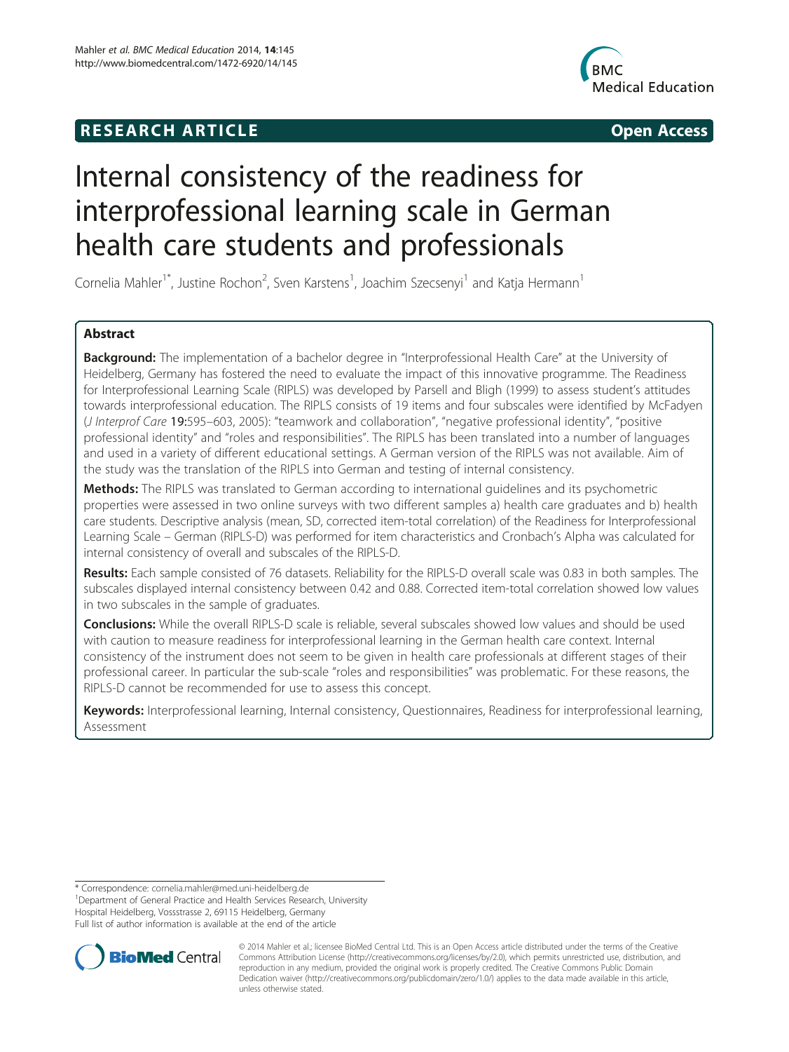**RESEARCH ARTICLE** **Open Access**

# Internal consistency of the readiness for interprofessional learning scale in German health care students and professionals

Cornelia Mahler[1*], Justine Rochon[2], Sven Karstens[1], Joachim Szecsenyi[1] and Katja Hermann[1]

## Abstract

**Background:** The implementation of a bachelor degree in "Interprofessional Health Care" at the University of Heidelberg, Germany has fostered the need to evaluate the impact of this innovative programme. The Readiness for Interprofessional Learning Scale (RIPLS) was developed by Parsell and Bligh (1999) to assess student's attitudes towards interprofessional education. The RIPLS consists of 19 items and four subscales were identified by McFadyen (*J Interprof Care* **19**:595–603, 2005): "teamwork and collaboration", "negative professional identity", "positive professional identity" and "roles and responsibilities". The RIPLS has been translated into a number of languages and used in a variety of different educational settings. A German version of the RIPLS was not available. Aim of the study was the translation of the RIPLS into German and testing of internal consistency.

**Methods:** The RIPLS was translated to German according to international guidelines and its psychometric properties were assessed in two online surveys with two different samples a) health care graduates and b) health care students. Descriptive analysis (mean, SD, corrected item-total correlation) of the Readiness for Interprofessional Learning Scale – German (RIPLS-D) was performed for item characteristics and Cronbach's Alpha was calculated for internal consistency of overall and subscales of the RIPLS-D.

**Results:** Each sample consisted of 76 datasets. Reliability for the RIPLS-D overall scale was 0.83 in both samples. The subscales displayed internal consistency between 0.42 and 0.88. Corrected item-total correlation showed low values in two subscales in the sample of graduates.

**Conclusions:** While the overall RIPLS-D scale is reliable, several subscales showed low values and should be used with caution to measure readiness for interprofessional learning in the German health care context. Internal consistency of the instrument does not seem to be given in health care professionals at different stages of their professional career. In particular the sub-scale "roles and responsibilities" was problematic. For these reasons, the RIPLS-D cannot be recommended for use to assess this concept.

**Keywords:** Interprofessional learning, Internal consistency, Questionnaires, Readiness for interprofessional learning, Assessment

---

\* Correspondence: cornelia.mahler@med.uni-heidelberg.de
[1]Department of General Practice and Health Services Research, University Hospital Heidelberg, Vossstrasse 2, 69115 Heidelberg, Germany
Full list of author information is available at the end of the article

© 2014 Mahler et al.; licensee BioMed Central Ltd. This is an Open Access article distributed under the terms of the Creative Commons Attribution License (http://creativecommons.org/licenses/by/2.0), which permits unrestricted use, distribution, and reproduction in any medium, provided the original work is properly credited. The Creative Commons Public Domain Dedication waiver (http://creativecommons.org/publicdomain/zero/1.0/) applies to the data made available in this article, unless otherwise stated.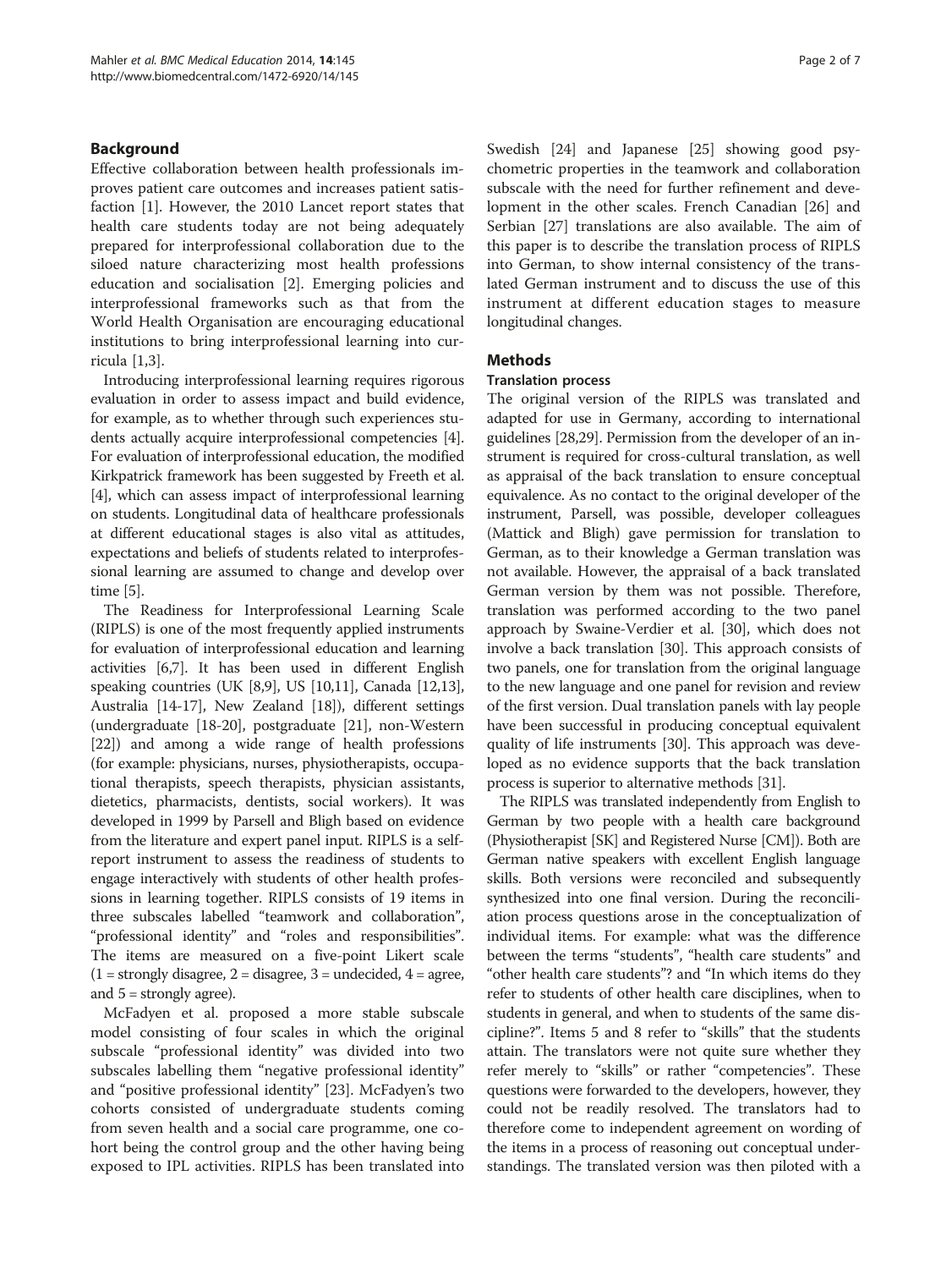## Background

Effective collaboration between health professionals improves patient care outcomes and increases patient satisfaction [1]. However, the 2010 Lancet report states that health care students today are not being adequately prepared for interprofessional collaboration due to the siloed nature characterizing most health professions education and socialisation [2]. Emerging policies and interprofessional frameworks such as that from the World Health Organisation are encouraging educational institutions to bring interprofessional learning into curricula [1,3].

Introducing interprofessional learning requires rigorous evaluation in order to assess impact and build evidence, for example, as to whether through such experiences students actually acquire interprofessional competencies [4]. For evaluation of interprofessional education, the modified Kirkpatrick framework has been suggested by Freeth et al. [4], which can assess impact of interprofessional learning on students. Longitudinal data of healthcare professionals at different educational stages is also vital as attitudes, expectations and beliefs of students related to interprofessional learning are assumed to change and develop over time [5].

The Readiness for Interprofessional Learning Scale (RIPLS) is one of the most frequently applied instruments for evaluation of interprofessional education and learning activities [6,7]. It has been used in different English speaking countries (UK [8,9], US [10,11], Canada [12,13], Australia [14-17], New Zealand [18]), different settings (undergraduate [18-20], postgraduate [21], non-Western [22]) and among a wide range of health professions (for example: physicians, nurses, physiotherapists, occupational therapists, speech therapists, physician assistants, dietetics, pharmacists, dentists, social workers). It was developed in 1999 by Parsell and Bligh based on evidence from the literature and expert panel input. RIPLS is a self-report instrument to assess the readiness of students to engage interactively with students of other health professions in learning together. RIPLS consists of 19 items in three subscales labelled "teamwork and collaboration", "professional identity" and "roles and responsibilities". The items are measured on a five-point Likert scale (1 = strongly disagree, 2 = disagree, 3 = undecided, 4 = agree, and 5 = strongly agree).

McFadyen et al. proposed a more stable subscale model consisting of four scales in which the original subscale "professional identity" was divided into two subscales labelling them "negative professional identity" and "positive professional identity" [23]. McFadyen's two cohorts consisted of undergraduate students coming from seven health and a social care programme, one cohort being the control group and the other having being exposed to IPL activities. RIPLS has been translated into Swedish [24] and Japanese [25] showing good psychometric properties in the teamwork and collaboration subscale with the need for further refinement and development in the other scales. French Canadian [26] and Serbian [27] translations are also available. The aim of this paper is to describe the translation process of RIPLS into German, to show internal consistency of the translated German instrument and to discuss the use of this instrument at different education stages to measure longitudinal changes.

## Methods

### Translation process

The original version of the RIPLS was translated and adapted for use in Germany, according to international guidelines [28,29]. Permission from the developer of an instrument is required for cross-cultural translation, as well as appraisal of the back translation to ensure conceptual equivalence. As no contact to the original developer of the instrument, Parsell, was possible, developer colleagues (Mattick and Bligh) gave permission for translation to German, as to their knowledge a German translation was not available. However, the appraisal of a back translated German version by them was not possible. Therefore, translation was performed according to the two panel approach by Swaine-Verdier et al. [30], which does not involve a back translation [30]. This approach consists of two panels, one for translation from the original language to the new language and one panel for revision and review of the first version. Dual translation panels with lay people have been successful in producing conceptual equivalent quality of life instruments [30]. This approach was developed as no evidence supports that the back translation process is superior to alternative methods [31].

The RIPLS was translated independently from English to German by two people with a health care background (Physiotherapist [SK] and Registered Nurse [CM]). Both are German native speakers with excellent English language skills. Both versions were reconciled and subsequently synthesized into one final version. During the reconciliation process questions arose in the conceptualization of individual items. For example: what was the difference between the terms "students", "health care students" and "other health care students"? and "In which items do they refer to students of other health care disciplines, when to students in general, and when to students of the same discipline?". Items 5 and 8 refer to "skills" that the students attain. The translators were not quite sure whether they refer merely to "skills" or rather "competencies". These questions were forwarded to the developers, however, they could not be readily resolved. The translators had to therefore come to independent agreement on wording of the items in a process of reasoning out conceptual understandings. The translated version was then piloted with a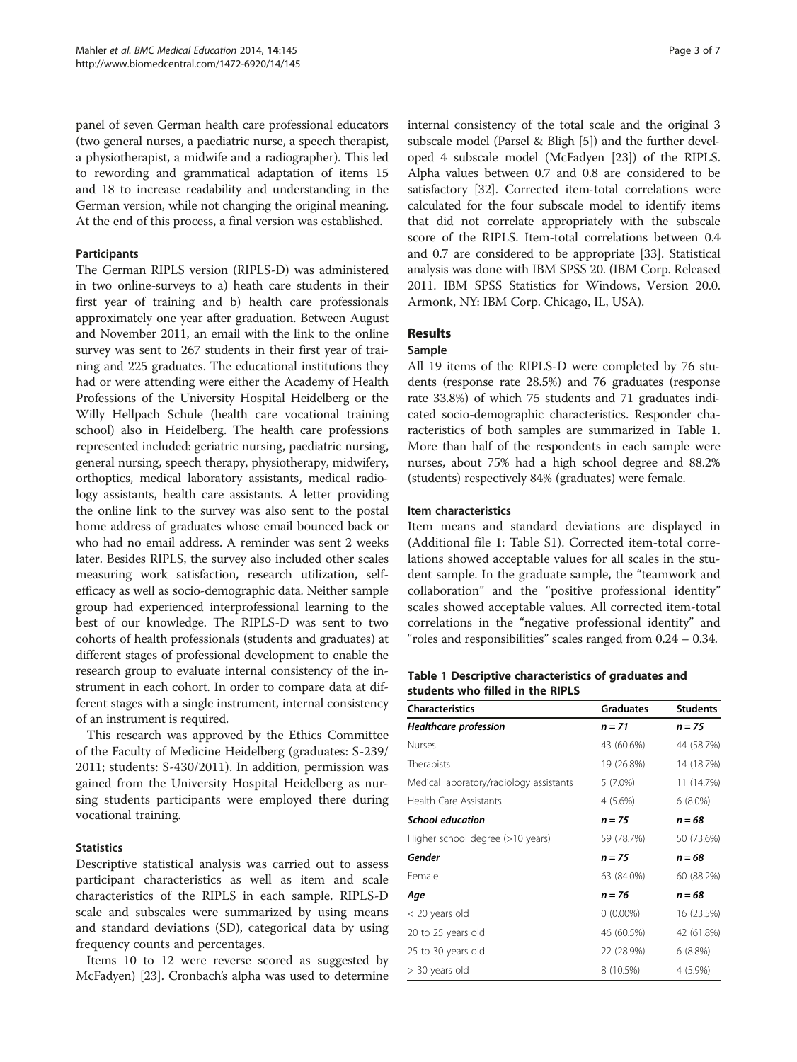panel of seven German health care professional educators (two general nurses, a paediatric nurse, a speech therapist, a physiotherapist, a midwife and a radiographer). This led to rewording and grammatical adaptation of items 15 and 18 to increase readability and understanding in the German version, while not changing the original meaning. At the end of this process, a final version was established.

### Participants

The German RIPLS version (RIPLS-D) was administered in two online-surveys to a) heath care students in their first year of training and b) health care professionals approximately one year after graduation. Between August and November 2011, an email with the link to the online survey was sent to 267 students in their first year of training and 225 graduates. The educational institutions they had or were attending were either the Academy of Health Professions of the University Hospital Heidelberg or the Willy Hellpach Schule (health care vocational training school) also in Heidelberg. The health care professions represented included: geriatric nursing, paediatric nursing, general nursing, speech therapy, physiotherapy, midwifery, orthoptics, medical laboratory assistants, medical radiology assistants, health care assistants. A letter providing the online link to the survey was also sent to the postal home address of graduates whose email bounced back or who had no email address. A reminder was sent 2 weeks later. Besides RIPLS, the survey also included other scales measuring work satisfaction, research utilization, self-efficacy as well as socio-demographic data. Neither sample group had experienced interprofessional learning to the best of our knowledge. The RIPLS-D was sent to two cohorts of health professionals (students and graduates) at different stages of professional development to enable the research group to evaluate internal consistency of the instrument in each cohort. In order to compare data at different stages with a single instrument, internal consistency of an instrument is required.

This research was approved by the Ethics Committee of the Faculty of Medicine Heidelberg (graduates: S-239/2011; students: S-430/2011). In addition, permission was gained from the University Hospital Heidelberg as nursing students participants were employed there during vocational training.

### Statistics

Descriptive statistical analysis was carried out to assess participant characteristics as well as item and scale characteristics of the RIPLS in each sample. RIPLS-D scale and subscales were summarized by using means and standard deviations (SD), categorical data by using frequency counts and percentages.

Items 10 to 12 were reverse scored as suggested by McFadyen) [23]. Cronbach's alpha was used to determine internal consistency of the total scale and the original 3 subscale model (Parsel & Bligh [5]) and the further developed 4 subscale model (McFadyen [23]) of the RIPLS. Alpha values between 0.7 and 0.8 are considered to be satisfactory [32]. Corrected item-total correlations were calculated for the four subscale model to identify items that did not correlate appropriately with the subscale score of the RIPLS. Item-total correlations between 0.4 and 0.7 are considered to be appropriate [33]. Statistical analysis was done with IBM SPSS 20. (IBM Corp. Released 2011. IBM SPSS Statistics for Windows, Version 20.0. Armonk, NY: IBM Corp. Chicago, IL, USA).

## Results

### Sample

All 19 items of the RIPLS-D were completed by 76 students (response rate 28.5%) and 76 graduates (response rate 33.8%) of which 75 students and 71 graduates indicated socio-demographic characteristics. Responder characteristics of both samples are summarized in Table 1. More than half of the respondents in each sample were nurses, about 75% had a high school degree and 88.2% (students) respectively 84% (graduates) were female.

### Item characteristics

Item means and standard deviations are displayed in (Additional file 1: Table S1). Corrected item-total correlations showed acceptable values for all scales in the student sample. In the graduate sample, the "teamwork and collaboration" and the "positive professional identity" scales showed acceptable values. All corrected item-total correlations in the "negative professional identity" and "roles and responsibilities" scales ranged from 0.24 – 0.34.

**Table 1 Descriptive characteristics of graduates and students who filled in the RIPLS**

| Characteristics | Graduates | Students |
|---|---|---|
| ***Healthcare profession*** | ***n = 71*** | ***n = 75*** |
| Nurses | 43 (60.6%) | 44 (58.7%) |
| Therapists | 19 (26.8%) | 14 (18.7%) |
| Medical laboratory/radiology assistants | 5 (7.0%) | 11 (14.7%) |
| Health Care Assistants | 4 (5.6%) | 6 (8.0%) |
| ***School education*** | ***n = 75*** | ***n = 68*** |
| Higher school degree (>10 years) | 59 (78.7%) | 50 (73.6%) |
| ***Gender*** | ***n = 75*** | ***n = 68*** |
| Female | 63 (84.0%) | 60 (88.2%) |
| ***Age*** | ***n = 76*** | ***n = 68*** |
| < 20 years old | 0 (0.00%) | 16 (23.5%) |
| 20 to 25 years old | 46 (60.5%) | 42 (61.8%) |
| 25 to 30 years old | 22 (28.9%) | 6 (8.8%) |
| > 30 years old | 8 (10.5%) | 4 (5.9%) |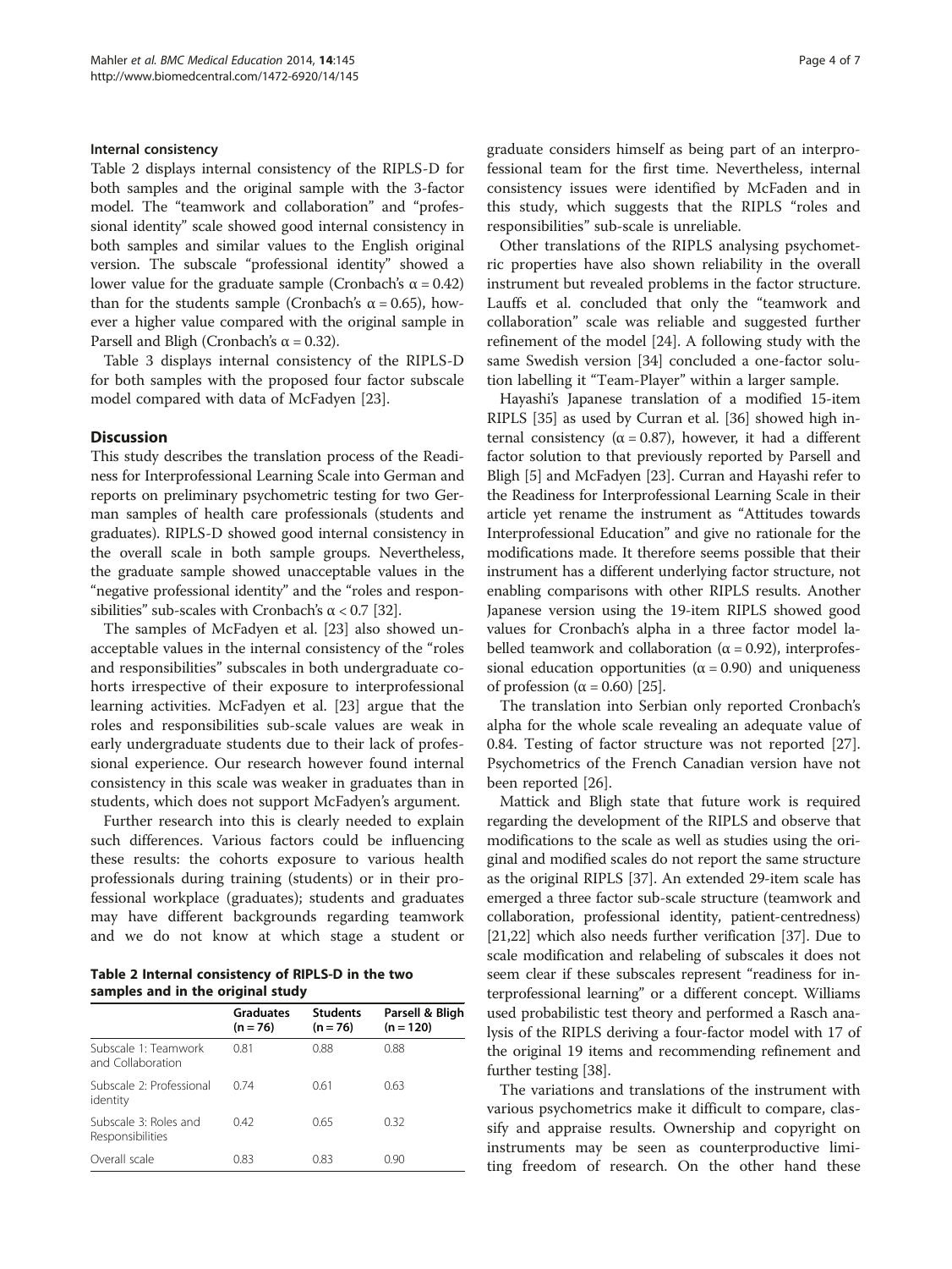#### Internal consistency

Table 2 displays internal consistency of the RIPLS-D for both samples and the original sample with the 3-factor model. The "teamwork and collaboration" and "professional identity" scale showed good internal consistency in both samples and similar values to the English original version. The subscale "professional identity" showed a lower value for the graduate sample (Cronbach's $\alpha = 0.42$) than for the students sample (Cronbach's $\alpha = 0.65$), however a higher value compared with the original sample in Parsell and Bligh (Cronbach's $\alpha = 0.32$).

Table 3 displays internal consistency of the RIPLS-D for both samples with the proposed four factor subscale model compared with data of McFadyen [23].

## Discussion

This study describes the translation process of the Readiness for Interprofessional Learning Scale into German and reports on preliminary psychometric testing for two German samples of health care professionals (students and graduates). RIPLS-D showed good internal consistency in the overall scale in both sample groups. Nevertheless, the graduate sample showed unacceptable values in the "negative professional identity" and the "roles and responsibilities" sub-scales with Cronbach's $\alpha < 0.7$ [32].

The samples of McFadyen et al. [23] also showed unacceptable values in the internal consistency of the "roles and responsibilities" subscales in both undergraduate cohorts irrespective of their exposure to interprofessional learning activities. McFadyen et al. [23] argue that the roles and responsibilities sub-scale values are weak in early undergraduate students due to their lack of professional experience. Our research however found internal consistency in this scale was weaker in graduates than in students, which does not support McFadyen's argument.

Further research into this is clearly needed to explain such differences. Various factors could be influencing these results: the cohorts exposure to various health professionals during training (students) or in their professional workplace (graduates); students and graduates may have different backgrounds regarding teamwork and we do not know at which stage a student or graduate considers himself as being part of an interprofessional team for the first time. Nevertheless, internal consistency issues were identified by McFaden and in this study, which suggests that the RIPLS "roles and responsibilities" sub-scale is unreliable.

**Table 2 Internal consistency of RIPLS-D in the two samples and in the original study**

| | Graduates (n = 76) | Students (n = 76) | Parsell & Bligh (n = 120) |
|---|---|---|---|
| Subscale 1: Teamwork and Collaboration | 0.81 | 0.88 | 0.88 |
| Subscale 2: Professional identity | 0.74 | 0.61 | 0.63 |
| Subscale 3: Roles and Responsibilities | 0.42 | 0.65 | 0.32 |
| Overall scale | 0.83 | 0.83 | 0.90 |

Other translations of the RIPLS analysing psychometric properties have also shown reliability in the overall instrument but revealed problems in the factor structure. Lauffs et al. concluded that only the "teamwork and collaboration" scale was reliable and suggested further refinement of the model [24]. A following study with the same Swedish version [34] concluded a one-factor solution labelling it "Team-Player" within a larger sample.

Hayashi's Japanese translation of a modified 15-item RIPLS [35] as used by Curran et al. [36] showed high internal consistency ($\alpha = 0.87$), however, it had a different factor solution to that previously reported by Parsell and Bligh [5] and McFadyen [23]. Curran and Hayashi refer to the Readiness for Interprofessional Learning Scale in their article yet rename the instrument as "Attitudes towards Interprofessional Education" and give no rationale for the modifications made. It therefore seems possible that their instrument has a different underlying factor structure, not enabling comparisons with other RIPLS results. Another Japanese version using the 19-item RIPLS showed good values for Cronbach's alpha in a three factor model labelled teamwork and collaboration ($\alpha = 0.92$), interprofessional education opportunities ($\alpha = 0.90$) and uniqueness of profession ($\alpha = 0.60$) [25].

The translation into Serbian only reported Cronbach's alpha for the whole scale revealing an adequate value of 0.84. Testing of factor structure was not reported [27]. Psychometrics of the French Canadian version have not been reported [26].

Mattick and Bligh state that future work is required regarding the development of the RIPLS and observe that modifications to the scale as well as studies using the original and modified scales do not report the same structure as the original RIPLS [37]. An extended 29-item scale has emerged a three factor sub-scale structure (teamwork and collaboration, professional identity, patient-centredness) [21,22] which also needs further verification [37]. Due to scale modification and relabeling of subscales it does not seem clear if these subscales represent "readiness for interprofessional learning" or a different concept. Williams used probabilistic test theory and performed a Rasch analysis of the RIPLS deriving a four-factor model with 17 of the original 19 items and recommending refinement and further testing [38].

The variations and translations of the instrument with various psychometrics make it difficult to compare, classify and appraise results. Ownership and copyright on instruments may be seen as counterproductive limiting freedom of research. On the other hand these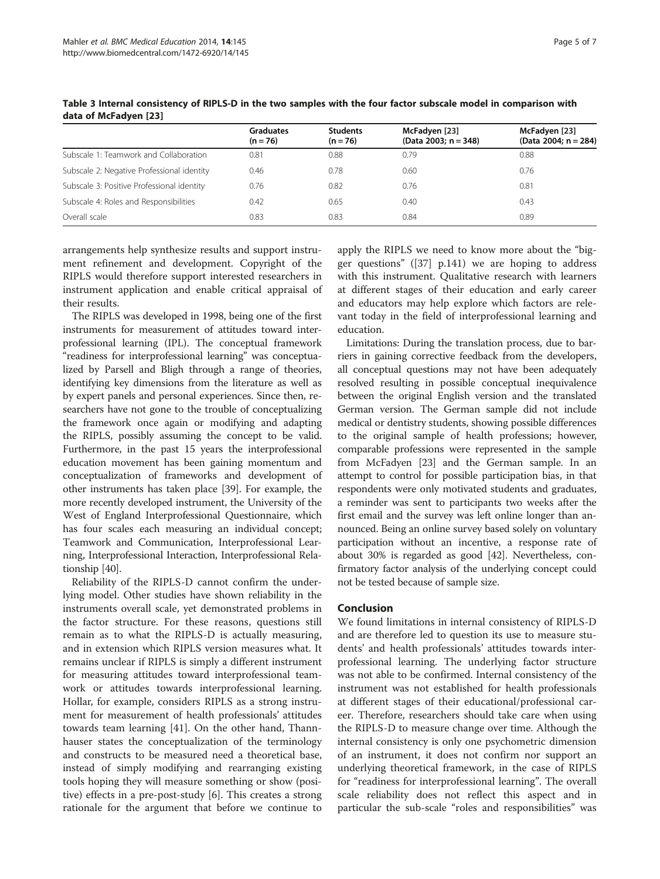**Table 3 Internal consistency of RIPLS-D in the two samples with the four factor subscale model in comparison with data of McFadyen [23]**

| | Graduates (n = 76) | Students (n = 76) | McFadyen [23] (Data 2003; n = 348) | McFadyen [23] (Data 2004; n = 284) |
|---|---|---|---|---|
| Subscale 1: Teamwork and Collaboration | 0.81 | 0.88 | 0.79 | 0.88 |
| Subscale 2: Negative Professional identity | 0.46 | 0.78 | 0.60 | 0.76 |
| Subscale 3: Positive Professional identity | 0.76 | 0.82 | 0.76 | 0.81 |
| Subscale 4: Roles and Responsibilities | 0.42 | 0.65 | 0.40 | 0.43 |
| Overall scale | 0.83 | 0.83 | 0.84 | 0.89 |

arrangements help synthesize results and support instrument refinement and development. Copyright of the RIPLS would therefore support interested researchers in instrument application and enable critical appraisal of their results.

The RIPLS was developed in 1998, being one of the first instruments for measurement of attitudes toward interprofessional learning (IPL). The conceptual framework "readiness for interprofessional learning" was conceptualized by Parsell and Bligh through a range of theories, identifying key dimensions from the literature as well as by expert panels and personal experiences. Since then, researchers have not gone to the trouble of conceptualizing the framework once again or modifying and adapting the RIPLS, possibly assuming the concept to be valid. Furthermore, in the past 15 years the interprofessional education movement has been gaining momentum and conceptualization of frameworks and development of other instruments has taken place [39]. For example, the more recently developed instrument, the University of the West of England Interprofessional Questionnaire, which has four scales each measuring an individual concept; Teamwork and Communication, Interprofessional Learning, Interprofessional Interaction, Interprofessional Relationship [40].

Reliability of the RIPLS-D cannot confirm the underlying model. Other studies have shown reliability in the instruments overall scale, yet demonstrated problems in the factor structure. For these reasons, questions still remain as to what the RIPLS-D is actually measuring, and in extension which RIPLS version measures what. It remains unclear if RIPLS is simply a different instrument for measuring attitudes toward interprofessional teamwork or attitudes towards interprofessional learning. Hollar, for example, considers RIPLS as a strong instrument for measurement of health professionals' attitudes towards team learning [41]. On the other hand, Thannhauser states the conceptualization of the terminology and constructs to be measured need a theoretical base, instead of simply modifying and rearranging existing tools hoping they will measure something or show (positive) effects in a pre-post-study [6]. This creates a strong rationale for the argument that before we continue to apply the RIPLS we need to know more about the "bigger questions" ([37] p.141) we are hoping to address with this instrument. Qualitative research with learners at different stages of their education and early career and educators may help explore which factors are relevant today in the field of interprofessional learning and education.

Limitations: During the translation process, due to barriers in gaining corrective feedback from the developers, all conceptual questions may not have been adequately resolved resulting in possible conceptual inequivalence between the original English version and the translated German version. The German sample did not include medical or dentistry students, showing possible differences to the original sample of health professions; however, comparable professions were represented in the sample from McFadyen [23] and the German sample. In an attempt to control for possible participation bias, in that respondents were only motivated students and graduates, a reminder was sent to participants two weeks after the first email and the survey was left online longer than announced. Being an online survey based solely on voluntary participation without an incentive, a response rate of about 30% is regarded as good [42]. Nevertheless, confirmatory factor analysis of the underlying concept could not be tested because of sample size.

## Conclusion

We found limitations in internal consistency of RIPLS-D and are therefore led to question its use to measure students' and health professionals' attitudes towards interprofessional learning. The underlying factor structure was not able to be confirmed. Internal consistency of the instrument was not established for health professionals at different stages of their educational/professional career. Therefore, researchers should take care when using the RIPLS-D to measure change over time. Although the internal consistency is only one psychometric dimension of an instrument, it does not confirm nor support an underlying theoretical framework, in the case of RIPLS for "readiness for interprofessional learning". The overall scale reliability does not reflect this aspect and in particular the sub-scale "roles and responsibilities" was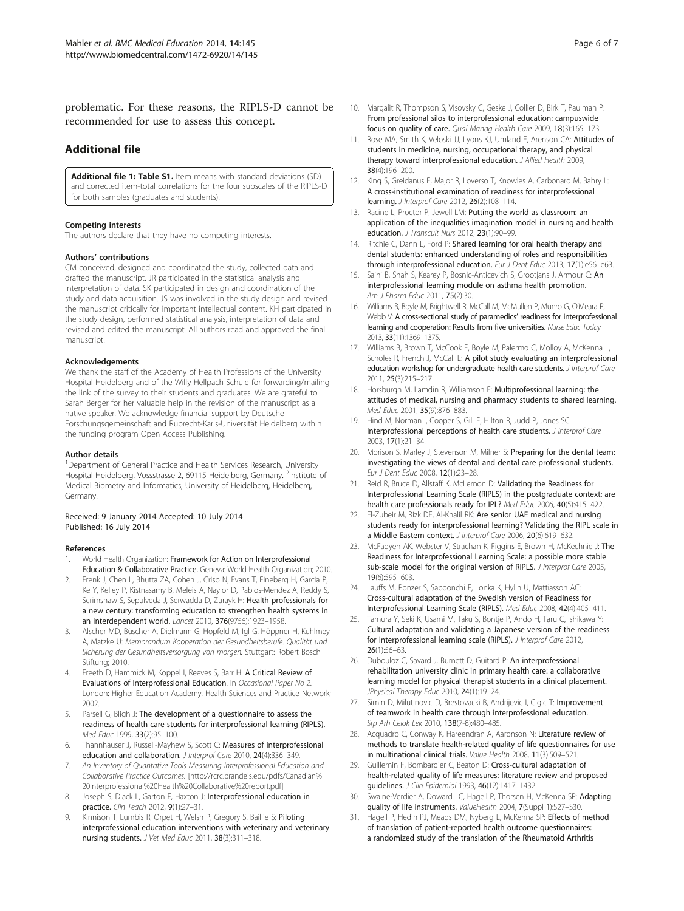problematic. For these reasons, the RIPLS-D cannot be recommended for use to assess this concept.

## Additional file

**Additional file 1: Table S1.** Item means with standard deviations (SD) and corrected item-total correlations for the four subscales of the RIPLS-D for both samples (graduates and students).

#### Competing interests

The authors declare that they have no competing interests.

#### Authors' contributions

CM conceived, designed and coordinated the study, collected data and drafted the manuscript. JR participated in the statistical analysis and interpretation of data. SK participated in design and coordination of the study and data acquisition. JS was involved in the study design and revised the manuscript critically for important intellectual content. KH participated in the study design, performed statistical analysis, interpretation of data and revised and edited the manuscript. All authors read and approved the final manuscript.

#### Acknowledgements

We thank the staff of the Academy of Health Professions of the University Hospital Heidelberg and of the Willy Hellpach Schule for forwarding/mailing the link of the survey to their students and graduates. We are grateful to Sarah Berger for her valuable help in the revision of the manuscript as a native speaker. We acknowledge financial support by Deutsche Forschungsgemeinschaft and Ruprecht-Karls-Universität Heidelberg within the funding program Open Access Publishing.

#### Author details

[1]Department of General Practice and Health Services Research, University Hospital Heidelberg, Vossstrasse 2, 69115 Heidelberg, Germany. [2]Institute of Medical Biometry and Informatics, University of Heidelberg, Heidelberg, Germany.

Received: 9 January 2014 Accepted: 10 July 2014
Published: 16 July 2014

#### References

1. World Health Organization: **Framework for Action on Interprofessional Education & Collaborative Practice.** Geneva: World Health Organization; 2010.
2. Frenk J, Chen L, Bhutta ZA, Cohen J, Crisp N, Evans T, Fineberg H, Garcia P, Ke Y, Kelley P, Kistnasamy B, Meleis A, Naylor D, Pablos-Mendez A, Reddy S, Scrimshaw S, Sepulveda J, Serwadda D, Zurayk H: **Health professionals for a new century: transforming education to strengthen health systems in an interdependent world.** *Lancet* 2010, **376**(9756):1923–1958.
3. Alscher MD, Büscher A, Dielmann G, Hopfeld M, Igl G, Höppner H, Kuhlmey A, Matzke U: *Memorandum Kooperation der Gesundheitsberufe. Qualität und Sicherung der Gesundheitsversorgung von morgen.* Stuttgart: Robert Bosch Stiftung; 2010.
4. Freeth D, Hammick M, Koppel I, Reeves S, Barr H: **A Critical Review of Evaluations of Interprofessional Education**. In *Occasional Paper No 2.* London: Higher Education Academy, Health Sciences and Practice Network; 2002.
5. Parsell G, Bligh J: **The development of a questionnaire to assess the readiness of health care students for interprofessional learning (RIPLS).** *Med Educ* 1999, **33**(2):95–100.
6. Thannhauser J, Russell-Mayhew S, Scott C: **Measures of interprofessional education and collaboration.** *J Interprof Care* 2010, **24**(4):336–349.
7. *An Inventory of Quantative Tools Measuring Interprofessional Education and Collaborative Practice Outcomes.* [http://rcrc.brandeis.edu/pdfs/Canadian%20Interprofessional%20Health%20Collaborative%20report.pdf]
8. Joseph S, Diack L, Garton F, Haxton J: **Interprofessional education in practice.** *Clin Teach* 2012, **9**(1):27–31.
9. Kinnison T, Lumbis R, Orpet H, Welsh P, Gregory S, Baillie S: **Piloting interprofessional education interventions with veterinary and veterinary nursing students.** *J Vet Med Educ* 2011, **38**(3):311–318.
10. Margalit R, Thompson S, Visovsky C, Geske J, Collier D, Birk T, Paulman P: **From professional silos to interprofessional education: campuswide focus on quality of care.** *Qual Manag Health Care* 2009, **18**(3):165–173.
11. Rose MA, Smith K, Veloski JJ, Lyons KJ, Umland E, Arenson CA: **Attitudes of students in medicine, nursing, occupational therapy, and physical therapy toward interprofessional education.** *J Allied Health* 2009, **38**(4):196–200.
12. King S, Greidanus E, Major R, Loverso T, Knowles A, Carbonaro M, Bahry L: **A cross-institutional examination of readiness for interprofessional learning.** *J Interprof Care* 2012, **26**(2):108–114.
13. Racine L, Proctor P, Jewell LM: **Putting the world as classroom: an application of the inequalities imagination model in nursing and health education.** *J Transcult Nurs* 2012, **23**(1):90–99.
14. Ritchie C, Dann L, Ford P: **Shared learning for oral health therapy and dental students: enhanced understanding of roles and responsibilities through interprofessional education.** *Eur J Dent Educ* 2013, **17**(1):e56–e63.
15. Saini B, Shah S, Kearey P, Bosnic-Anticevich S, Grootjans J, Armour C: **An interprofessional learning module on asthma health promotion.** *Am J Pharm Educ* 2011, **75**(2):30.
16. Williams B, Boyle M, Brightwell R, McCall M, McMullen P, Munro G, O'Meara P, Webb V: **A cross-sectional study of paramedics' readiness for interprofessional learning and cooperation: Results from five universities.** *Nurse Educ Today* 2013, **33**(11):1369–1375.
17. Williams B, Brown T, McCook F, Boyle M, Palermo C, Molloy A, McKenna L, Scholes R, French J, McCall L: **A pilot study evaluating an interprofessional education workshop for undergraduate health care students.** *J Interprof Care* 2011, **25**(3):215–217.
18. Horsburgh M, Lamdin R, Williamson E: **Multiprofessional learning: the attitudes of medical, nursing and pharmacy students to shared learning.** *Med Educ* 2001, **35**(9):876–883.
19. Hind M, Norman I, Cooper S, Gill E, Hilton R, Judd P, Jones SC: **Interprofessional perceptions of health care students.** *J Interprof Care* 2003, **17**(1):21–34.
20. Morison S, Marley J, Stevenson M, Milner S: **Preparing for the dental team: investigating the views of dental and dental care professional students.** *Eur J Dent Educ* 2008, **12**(1):23–28.
21. Reid R, Bruce D, Allstaff K, McLernon D: **Validating the Readiness for Interprofessional Learning Scale (RIPLS) in the postgraduate context: are health care professionals ready for IPL?** *Med Educ* 2006, **40**(5):415–422.
22. El-Zubeir M, Rizk DE, Al-Khalil RK: **Are senior UAE medical and nursing students ready for interprofessional learning? Validating the RIPL scale in a Middle Eastern context.** *J Interprof Care* 2006, **20**(6):619–632.
23. McFadyen AK, Webster V, Strachan K, Figgins E, Brown H, McKechnie J: **The Readiness for Interprofessional Learning Scale: a possible more stable sub-scale model for the original version of RIPLS.** *J Interprof Care* 2005, **19**(6):595–603.
24. Lauffs M, Ponzer S, Saboonchi F, Lonka K, Hylin U, Mattiasson AC: **Cross-cultural adaptation of the Swedish version of Readiness for Interprofessional Learning Scale (RIPLS).** *Med Educ* 2008, **42**(4):405–411.
25. Tamura Y, Seki K, Usami M, Taku S, Bontje P, Ando H, Taru C, Ishikawa Y: **Cultural adaptation and validating a Japanese version of the readiness for interprofessional learning scale (RIPLS).** *J Interprof Care* 2012, **26**(1):56–63.
26. Dubouloz C, Savard J, Burnett D, Guitard P: **An interprofessional rehabilitation university clinic in primary health care: a collaborative learning model for physical therapist students in a clinical placement.** *JPhysical Therapy Educ* 2010, **24**(1):19–24.
27. Simin D, Milutinovic D, Brestovacki B, Andrijevic I, Cigic T: **Improvement of teamwork in health care through interprofessional education.** *Srp Arh Celok Lek* 2010, **138**(7-8):480–485.
28. Acquadro C, Conway K, Hareendran A, Aaronson N: **Literature review of methods to translate health-related quality of life questionnaires for use in multinational clinical trials.** *Value Health* 2008, **11**(3):509–521.
29. Guillemin F, Bombardier C, Beaton D: **Cross-cultural adaptation of health-related quality of life measures: literature review and proposed guidelines.** *J Clin Epidemiol* 1993, **46**(12):1417–1432.
30. Swaine-Verdier A, Doward LC, Hagell P, Thorsen H, McKenna SP: **Adapting quality of life instruments.** *ValueHealth* 2004, **7**(Suppl 1):S27–S30.
31. Hagell P, Hedin PJ, Meads DM, Nyberg L, McKenna SP: **Effects of method of translation of patient-reported health outcome questionnaires: a randomized study of the translation of the Rheumatoid Arthritis**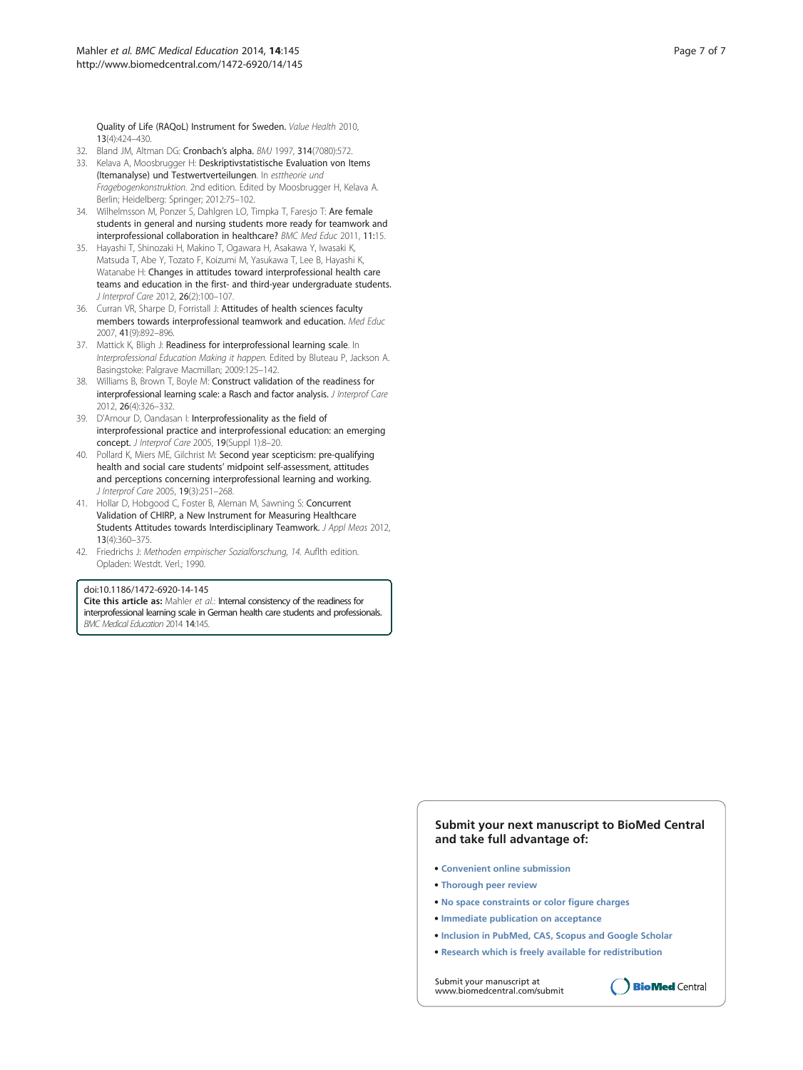Quality of Life (RAQoL) Instrument for Sweden. *Value Health* 2010, **13**(4):424–430.

32. Bland JM, Altman DG: **Cronbach's alpha.** *BMJ* 1997, **314**(7080):572.
33. Kelava A, Moosbrugger H: **Deskriptivstatistische Evaluation von Items (Itemanalyse) und Testwertverteilungen**. In *esttheorie und Fragebogenkonstruktion*. 2nd edition. Edited by Moosbrugger H, Kelava A. Berlin; Heidelberg: Springer; 2012:75–102.
34. Wilhelmsson M, Ponzer S, Dahlgren LO, Timpka T, Faresjo T: **Are female students in general and nursing students more ready for teamwork and interprofessional collaboration in healthcare?** *BMC Med Educ* 2011, **11**:15.
35. Hayashi T, Shinozaki H, Makino T, Ogawara H, Asakawa Y, Iwasaki K, Matsuda T, Abe Y, Tozato F, Koizumi M, Yasukawa T, Lee B, Hayashi K, Watanabe H: **Changes in attitudes toward interprofessional health care teams and education in the first- and third-year undergraduate students.** *J Interprof Care* 2012, **26**(2):100–107.
36. Curran VR, Sharpe D, Forristall J: **Attitudes of health sciences faculty members towards interprofessional teamwork and education.** *Med Educ* 2007, **41**(9):892–896.
37. Mattick K, Bligh J: **Readiness for interprofessional learning scale**. In *Interprofessional Education Making it happen*. Edited by Bluteau P, Jackson A. Basingstoke: Palgrave Macmillan; 2009:125–142.
38. Williams B, Brown T, Boyle M: **Construct validation of the readiness for interprofessional learning scale: a Rasch and factor analysis.** *J Interprof Care* 2012, **26**(4):326–332.
39. D'Amour D, Oandasan I: **Interprofessionality as the field of interprofessional practice and interprofessional education: an emerging concept.** *J Interprof Care* 2005, **19**(Suppl 1):8–20.
40. Pollard K, Miers ME, Gilchrist M: **Second year scepticism: pre-qualifying health and social care students' midpoint self-assessment, attitudes and perceptions concerning interprofessional learning and working.** *J Interprof Care* 2005, **19**(3):251–268.
41. Hollar D, Hobgood C, Foster B, Aleman M, Sawning S: **Concurrent Validation of CHIRP, a New Instrument for Measuring Healthcare Students Attitudes towards Interdisciplinary Teamwork.** *J Appl Meas* 2012, **13**(4):360–375.
42. Friedrichs J: *Methoden empirischer Sozialforschung, 14.* Auflth edition. Opladen: Westdt. Verl.; 1990.

doi:10.1186/1472-6920-14-145
**Cite this article as:** Mahler *et al.*: Internal consistency of the readiness for interprofessional learning scale in German health care students and professionals. *BMC Medical Education* 2014 **14**:145.

**Submit your next manuscript to BioMed Central and take full advantage of:**

- **Convenient online submission**
- **Thorough peer review**
- **No space constraints or color figure charges**
- **Immediate publication on acceptance**
- **Inclusion in PubMed, CAS, Scopus and Google Scholar**
- **Research which is freely available for redistribution**

Submit your manuscript at
www.biomedcentral.com/submit

BioMed Central